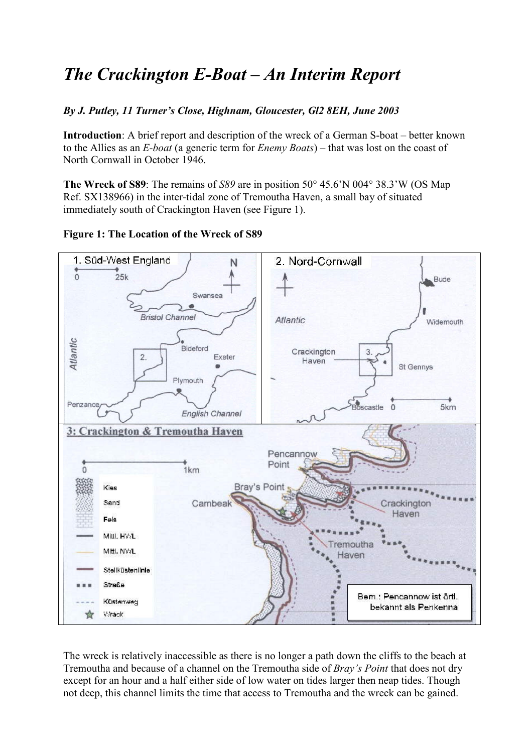# *The Crackington E-Boat – An Interim Report*

***By J. Putley, 11 Turner's Close, Highnam, Gloucester, Gl2 8EH, June 2003***

**Introduction**: A brief report and description of the wreck of a German S-boat – better known to the Allies as an *E-boat* (a generic term for *Enemy Boats*) – that was lost on the coast of North Cornwall in October 1946.

**The Wreck of S89**: The remains of *S89* are in position 50° 45.6'N 004° 38.3'W (OS Map Ref. SX138966) in the inter-tidal zone of Tremoutha Haven, a small bay of situated immediately south of Crackington Haven (see Figure 1).

**Figure 1: The Location of the Wreck of S89**

The wreck is relatively inaccessible as there is no longer a path down the cliffs to the beach at Tremoutha and because of a channel on the Tremoutha side of *Bray's Point* that does not dry except for an hour and a half either side of low water on tides larger then neap tides. Though not deep, this channel limits the time that access to Tremoutha and the wreck can be gained.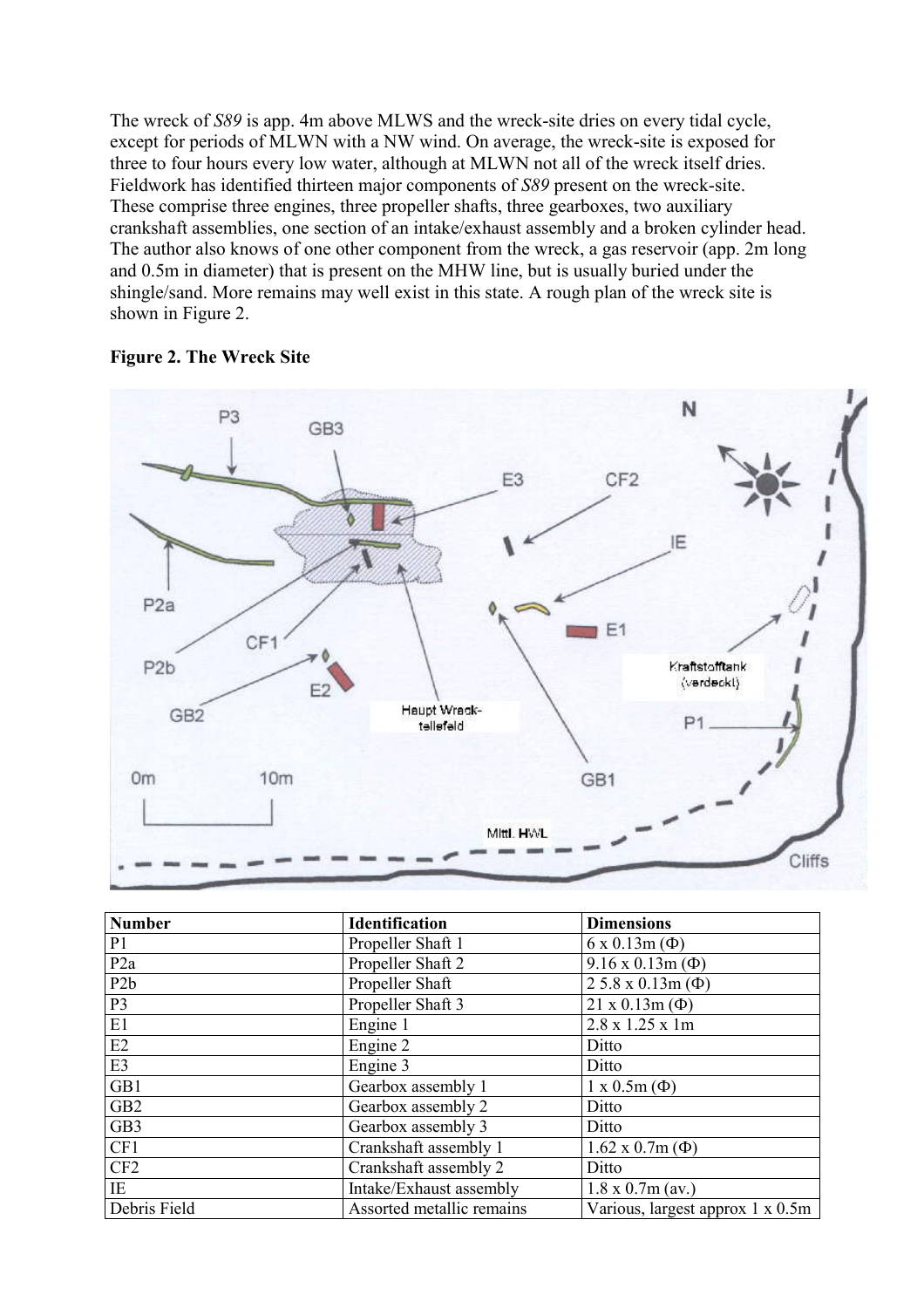The wreck of *S89* is app. 4m above MLWS and the wreck-site dries on every tidal cycle, except for periods of MLWN with a NW wind. On average, the wreck-site is exposed for three to four hours every low water, although at MLWN not all of the wreck itself dries. Fieldwork has identified thirteen major components of *S89* present on the wreck-site. These comprise three engines, three propeller shafts, three gearboxes, two auxiliary crankshaft assemblies, one section of an intake/exhaust assembly and a broken cylinder head. The author also knows of one other component from the wreck, a gas reservoir (app. 2m long and 0.5m in diameter) that is present on the MHW line, but is usually buried under the shingle/sand. More remains may well exist in this state. A rough plan of the wreck site is shown in Figure 2.

**Figure 2. The Wreck Site**

| Number | Identification | Dimensions |
|---|---|---|
| P1 | Propeller Shaft 1 | 6 x 0.13m (Φ) |
| P2a | Propeller Shaft 2 | 9.16 x 0.13m (Φ) |
| P2b | Propeller Shaft | 2 5.8 x 0.13m (Φ) |
| P3 | Propeller Shaft 3 | 21 x 0.13m (Φ) |
| E1 | Engine 1 | 2.8 x 1.25 x 1m |
| E2 | Engine 2 | Ditto |
| E3 | Engine 3 | Ditto |
| GB1 | Gearbox assembly 1 | 1 x 0.5m (Φ) |
| GB2 | Gearbox assembly 2 | Ditto |
| GB3 | Gearbox assembly 3 | Ditto |
| CF1 | Crankshaft assembly 1 | 1.62 x 0.7m (Φ) |
| CF2 | Crankshaft assembly 2 | Ditto |
| IE | Intake/Exhaust assembly | 1.8 x 0.7m (av.) |
| Debris Field | Assorted metallic remains | Various, largest approx 1 x 0.5m |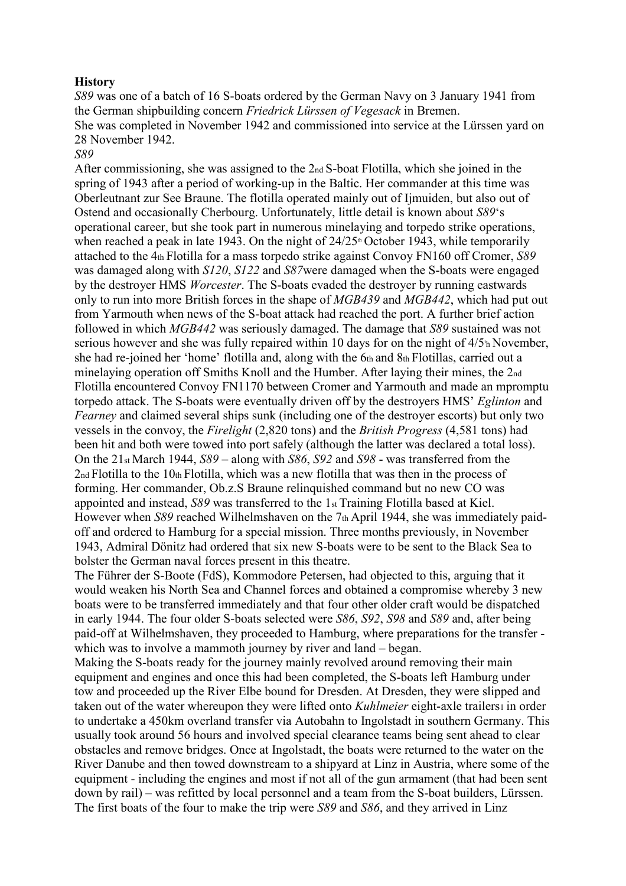**History**

*S89* was one of a batch of 16 S-boats ordered by the German Navy on 3 January 1941 from the German shipbuilding concern *Friedrick Lürssen of Vegesack* in Bremen.
She was completed in November 1942 and commissioned into service at the Lürssen yard on 28 November 1942.

*S89*

After commissioning, she was assigned to the 2nd S-boat Flotilla, which she joined in the spring of 1943 after a period of working-up in the Baltic. Her commander at this time was Oberleutnant zur See Braune. The flotilla operated mainly out of Ijmuiden, but also out of Ostend and occasionally Cherbourg. Unfortunately, little detail is known about *S89*'s operational career, but she took part in numerous minelaying and torpedo strike operations, when reached a peak in late 1943. On the night of 24/25th October 1943, while temporarily attached to the 4th Flotilla for a mass torpedo strike against Convoy FN160 off Cromer, *S89* was damaged along with *S120*, *S122* and *S87*were damaged when the S-boats were engaged by the destroyer HMS *Worcester*. The S-boats evaded the destroyer by running eastwards only to run into more British forces in the shape of *MGB439* and *MGB442*, which had put out from Yarmouth when news of the S-boat attack had reached the port. A further brief action followed in which *MGB442* was seriously damaged. The damage that *S89* sustained was not serious however and she was fully repaired within 10 days for on the night of 4/5th November, she had re-joined her 'home' flotilla and, along with the 6th and 8th Flotillas, carried out a minelaying operation off Smiths Knoll and the Humber. After laying their mines, the 2nd Flotilla encountered Convoy FN1170 between Cromer and Yarmouth and made an mpromptu torpedo attack. The S-boats were eventually driven off by the destroyers HMS' *Eglinton* and *Fearney* and claimed several ships sunk (including one of the destroyer escorts) but only two vessels in the convoy, the *Firelight* (2,820 tons) and the *British Progress* (4,581 tons) had been hit and both were towed into port safely (although the latter was declared a total loss).
On the 21st March 1944, *S89* – along with *S86*, *S92* and *S98* - was transferred from the 2nd Flotilla to the 10th Flotilla, which was a new flotilla that was then in the process of forming. Her commander, Ob.z.S Braune relinquished command but no new CO was appointed and instead, *S89* was transferred to the 1st Training Flotilla based at Kiel.
However when *S89* reached Wilhelmshaven on the 7th April 1944, she was immediately paid-off and ordered to Hamburg for a special mission. Three months previously, in November 1943, Admiral Dönitz had ordered that six new S-boats were to be sent to the Black Sea to bolster the German naval forces present in this theatre.
The Führer der S-Boote (FdS), Kommodore Petersen, had objected to this, arguing that it would weaken his North Sea and Channel forces and obtained a compromise whereby 3 new boats were to be transferred immediately and that four other older craft would be dispatched in early 1944. The four older S-boats selected were *S86*, *S92*, *S98* and *S89* and, after being paid-off at Wilhelmshaven, they proceeded to Hamburg, where preparations for the transfer - which was to involve a mammoth journey by river and land – began.
Making the S-boats ready for the journey mainly revolved around removing their main equipment and engines and once this had been completed, the S-boats left Hamburg under tow and proceeded up the River Elbe bound for Dresden. At Dresden, they were slipped and taken out of the water whereupon they were lifted onto *Kuhlmeier* eight-axle trailers[1] in order to undertake a 450km overland transfer via Autobahn to Ingolstadt in southern Germany. This usually took around 56 hours and involved special clearance teams being sent ahead to clear obstacles and remove bridges. Once at Ingolstadt, the boats were returned to the water on the River Danube and then towed downstream to a shipyard at Linz in Austria, where some of the equipment - including the engines and most if not all of the gun armament (that had been sent down by rail) – was refitted by local personnel and a team from the S-boat builders, Lürssen.
The first boats of the four to make the trip were *S89* and *S86*, and they arrived in Linz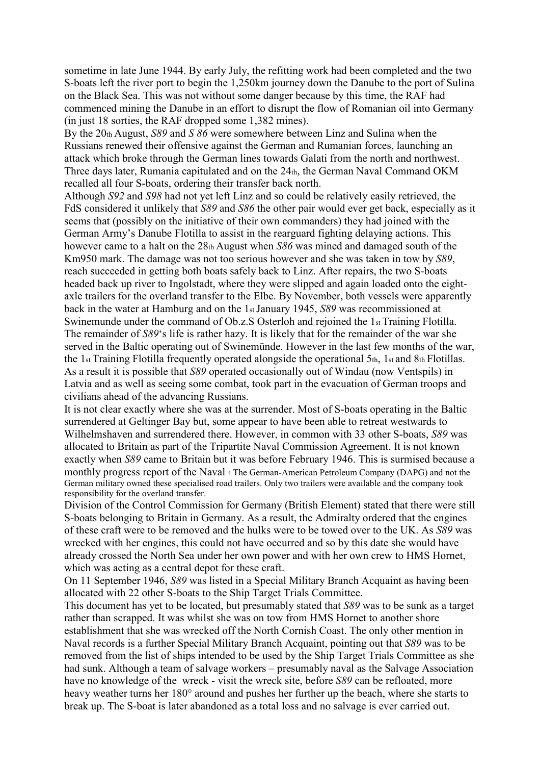sometime in late June 1944. By early July, the refitting work had been completed and the two S-boats left the river port to begin the 1,250km journey down the Danube to the port of Sulina on the Black Sea. This was not without some danger because by this time, the RAF had commenced mining the Danube in an effort to disrupt the flow of Romanian oil into Germany (in just 18 sorties, the RAF dropped some 1,382 mines).

By the 20th August, *S89* and *S 86* were somewhere between Linz and Sulina when the Russians renewed their offensive against the German and Rumanian forces, launching an attack which broke through the German lines towards Galati from the north and northwest. Three days later, Rumania capitulated and on the 24th, the German Naval Command OKM recalled all four S-boats, ordering their transfer back north.

Although *S92* and *S98* had not yet left Linz and so could be relatively easily retrieved, the FdS considered it unlikely that *S89* and *S86* the other pair would ever get back, especially as it seems that (possibly on the initiative of their own commanders) they had joined with the German Army's Danube Flotilla to assist in the rearguard fighting delaying actions. This however came to a halt on the 28th August when *S86* was mined and damaged south of the Km950 mark. The damage was not too serious however and she was taken in tow by *S89*, reach succeeded in getting both boats safely back to Linz. After repairs, the two S-boats headed back up river to Ingolstadt, where they were slipped and again loaded onto the eight-axle trailers for the overland transfer to the Elbe. By November, both vessels were apparently back in the water at Hamburg and on the 1st January 1945, *S89* was recommissioned at Swinemunde under the command of Ob.z.S Osterloh and rejoined the 1st Training Flotilla.

The remainder of *S89*'s life is rather hazy. It is likely that for the remainder of the war she served in the Baltic operating out of Swinemünde. However in the last few months of the war, the 1st Training Flotilla frequently operated alongside the operational 5th, 1st and 8th Flotillas. As a result it is possible that *S89* operated occasionally out of Windau (now Ventspils) in Latvia and as well as seeing some combat, took part in the evacuation of German troops and civilians ahead of the advancing Russians.

It is not clear exactly where she was at the surrender. Most of S-boats operating in the Baltic surrendered at Geltinger Bay but, some appear to have been able to retreat westwards to Wilhelmshaven and surrendered there. However, in common with 33 other S-boats, *S89* was allocated to Britain as part of the Tripartite Naval Commission Agreement. It is not known exactly when *S89* came to Britain but it was before February 1946. This is surmised because a monthly progress report of the Naval Division of the Control Commission for Germany (British Element) stated that there were still S-boats belonging to Britain in Germany. As a result, the Admiralty ordered that the engines of these craft were to be removed and the hulks were to be towed over to the UK. As *S89* was wrecked with her engines, this could not have occurred and so by this date she would have already crossed the North Sea under her own power and with her own crew to HMS Hornet, which was acting as a central depot for these craft.

On 11 September 1946, *S89* was listed in a Special Military Branch Acquaint as having been allocated with 22 other S-boats to the Ship Target Trials Committee.

This document has yet to be located, but presumably stated that *S89* was to be sunk as a target rather than scrapped. It was whilst she was on tow from HMS Hornet to another shore establishment that she was wrecked off the North Cornish Coast. The only other mention in Naval records is a further Special Military Branch Acquaint, pointing out that *S89* was to be removed from the list of ships intended to be used by the Ship Target Trials Committee as she had sunk. Although a team of salvage workers – presumably naval as the Salvage Association have no knowledge of the wreck - visit the wreck site, before *S89* can be refloated, more heavy weather turns her 180° around and pushes her further up the beach, where she starts to break up. The S-boat is later abandoned as a total loss and no salvage is ever carried out.

[1] The German-American Petroleum Company (DAPG) and not the German military owned these specialised road trailers. Only two trailers were available and the company took responsibility for the overland transfer.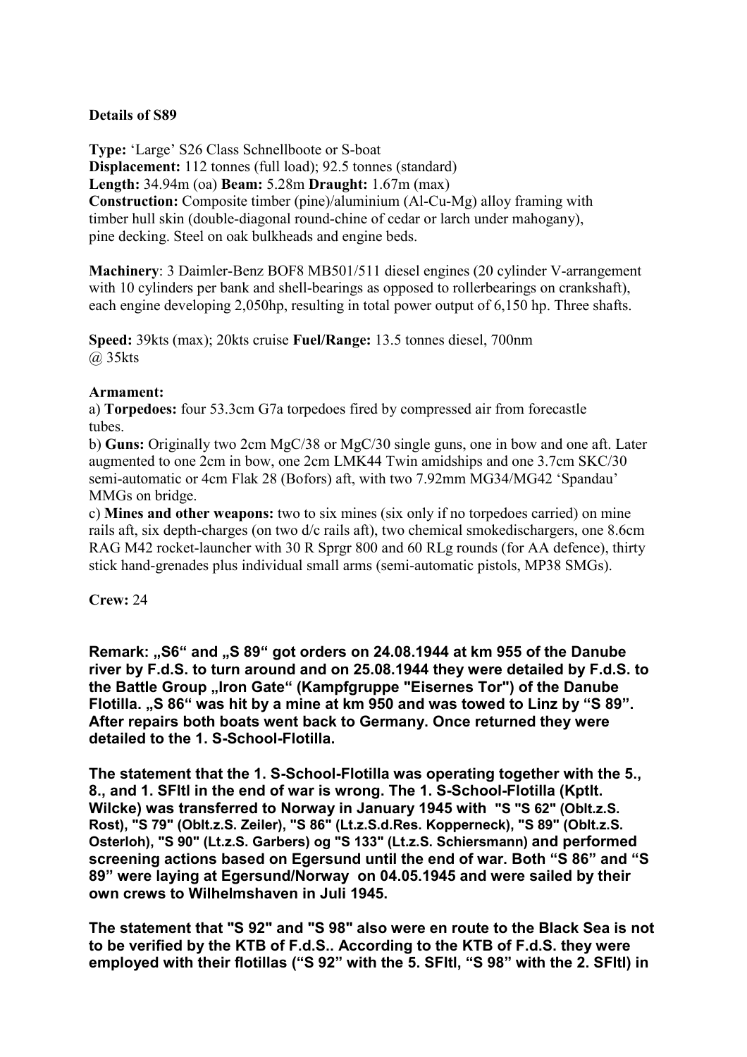**Details of S89**

**Type:** 'Large' S26 Class Schnellboote or S-boat
**Displacement:** 112 tonnes (full load); 92.5 tonnes (standard)
**Length:** 34.94m (oa) **Beam:** 5.28m **Draught:** 1.67m (max)
**Construction:** Composite timber (pine)/aluminium (Al-Cu-Mg) alloy framing with timber hull skin (double-diagonal round-chine of cedar or larch under mahogany), pine decking. Steel on oak bulkheads and engine beds.

**Machinery**: 3 Daimler-Benz BOF8 MB501/511 diesel engines (20 cylinder V-arrangement with 10 cylinders per bank and shell-bearings as opposed to rollerbearings on crankshaft), each engine developing 2,050hp, resulting in total power output of 6,150 hp. Three shafts.

**Speed:** 39kts (max); 20kts cruise **Fuel/Range:** 13.5 tonnes diesel, 700nm @ 35kts

**Armament:**
a) **Torpedoes:** four 53.3cm G7a torpedoes fired by compressed air from forecastle tubes.
b) **Guns:** Originally two 2cm MgC/38 or MgC/30 single guns, one in bow and one aft. Later augmented to one 2cm in bow, one 2cm LMK44 Twin amidships and one 3.7cm SKC/30 semi-automatic or 4cm Flak 28 (Bofors) aft, with two 7.92mm MG34/MG42 'Spandau' MMGs on bridge.
c) **Mines and other weapons:** two to six mines (six only if no torpedoes carried) on mine rails aft, six depth-charges (on two d/c rails aft), two chemical smokedischargers, one 8.6cm RAG M42 rocket-launcher with 30 R Sprgr 800 and 60 RLg rounds (for AA defence), thirty stick hand-grenades plus individual small arms (semi-automatic pistols, MP38 SMGs).

**Crew:** 24

**Remark: „S6" and „S 89" got orders on 24.08.1944 at km 955 of the Danube river by F.d.S. to turn around and on 25.08.1944 they were detailed by F.d.S. to the Battle Group „Iron Gate" (Kampfgruppe "Eisernes Tor") of the Danube Flotilla. „S 86" was hit by a mine at km 950 and was towed to Linz by "S 89". After repairs both boats went back to Germany. Once returned they were detailed to the 1. S-School-Flotilla.**

**The statement that the 1. S-School-Flotilla was operating together with the 5., 8., and 1. SFltl in the end of war is wrong. The 1. S-School-Flotilla (Kptlt. Wilcke) was transferred to Norway in January 1945 with "S "S 62" (Oblt.z.S. Rost), "S 79" (Oblt.z.S. Zeiler), "S 86" (Lt.z.S.d.Res. Kopperneck), "S 89" (Oblt.z.S. Osterloh), "S 90" (Lt.z.S. Garbers) og "S 133" (Lt.z.S. Schiersmann) and performed screening actions based on Egersund until the end of war. Both "S 86" and "S 89" were laying at Egersund/Norway on 04.05.1945 and were sailed by their own crews to Wilhelmshaven in Juli 1945.**

**The statement that "S 92" and "S 98" also were en route to the Black Sea is not to be verified by the KTB of F.d.S.. According to the KTB of F.d.S. they were employed with their flotillas ("S 92" with the 5. SFltl, "S 98" with the 2. SFltl) in**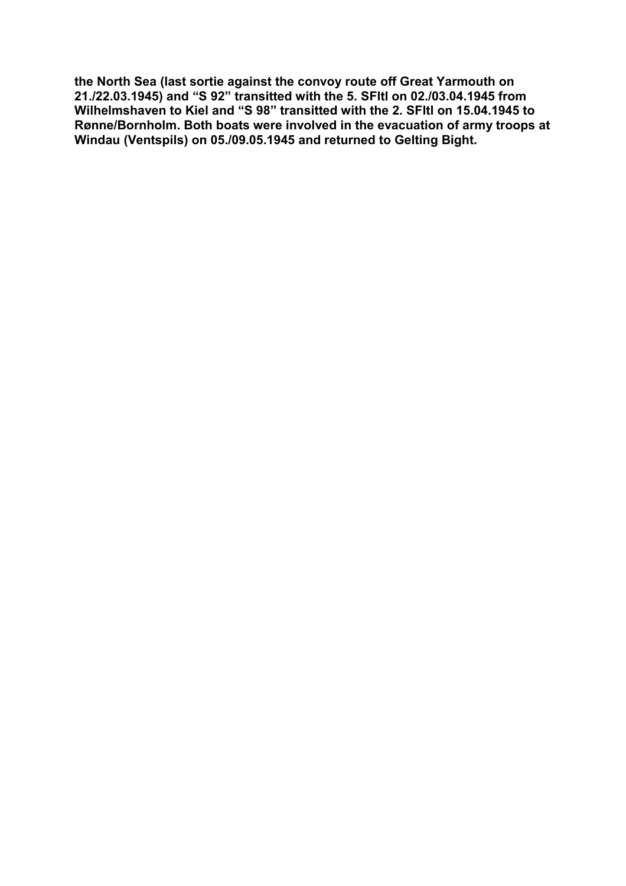**the North Sea (last sortie against the convoy route off Great Yarmouth on 21./22.03.1945) and "S 92" transitted with the 5. SFltl on 02./03.04.1945 from Wilhelmshaven to Kiel and "S 98" transitted with the 2. SFltl on 15.04.1945 to Rønne/Bornholm. Both boats were involved in the evacuation of army troops at Windau (Ventspils) on 05./09.05.1945 and returned to Gelting Bight.**